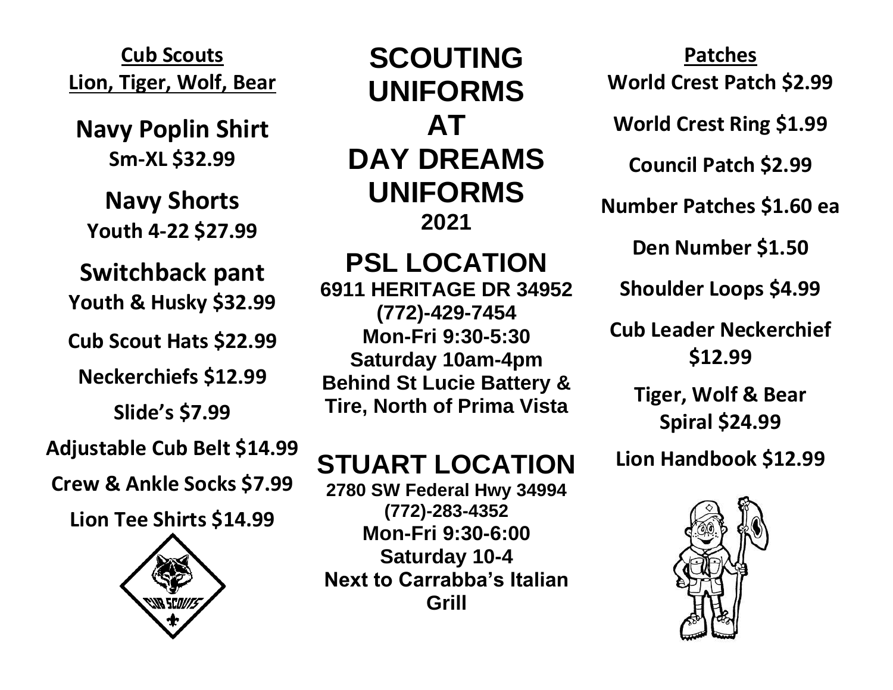# SCOUTING UNIFORMS AT DAY DREAMS UNIFORMS

**2021**

## PSL LOCATION

**6911 HERITAGE DR 34952**
**(772)-429-7454**
**Mon-Fri 9:30-5:30**
**Saturday 10am-4pm**
**Behind St Lucie Battery & Tire, North of Prima Vista**

## STUART LOCATION

**2780 SW Federal Hwy 34994**
**(772)-283-4352**
**Mon-Fri 9:30-6:00**
**Saturday 10-4**
**Next to Carrabba's Italian Grill**

## Cub Scouts
## Lion, Tiger, Wolf, Bear

**Navy Poplin Shirt**
**Sm-XL $32.99**

**Navy Shorts**
**Youth 4-22 $27.99**

**Switchback pant**
**Youth & Husky $32.99**

**Cub Scout Hats $22.99**

**Neckerchiefs $12.99**

**Slide's $7.99**

**Adjustable Cub Belt $14.99**

**Crew & Ankle Socks $7.99**

**Lion Tee Shirts $14.99**

## Patches

**World Crest Patch $2.99**

**World Crest Ring $1.99**

**Council Patch $2.99**

**Number Patches $1.60 ea**

**Den Number $1.50**

**Shoulder Loops $4.99**

**Cub Leader Neckerchief $12.99**

**Tiger, Wolf & Bear Spiral $24.99**

**Lion Handbook $12.99**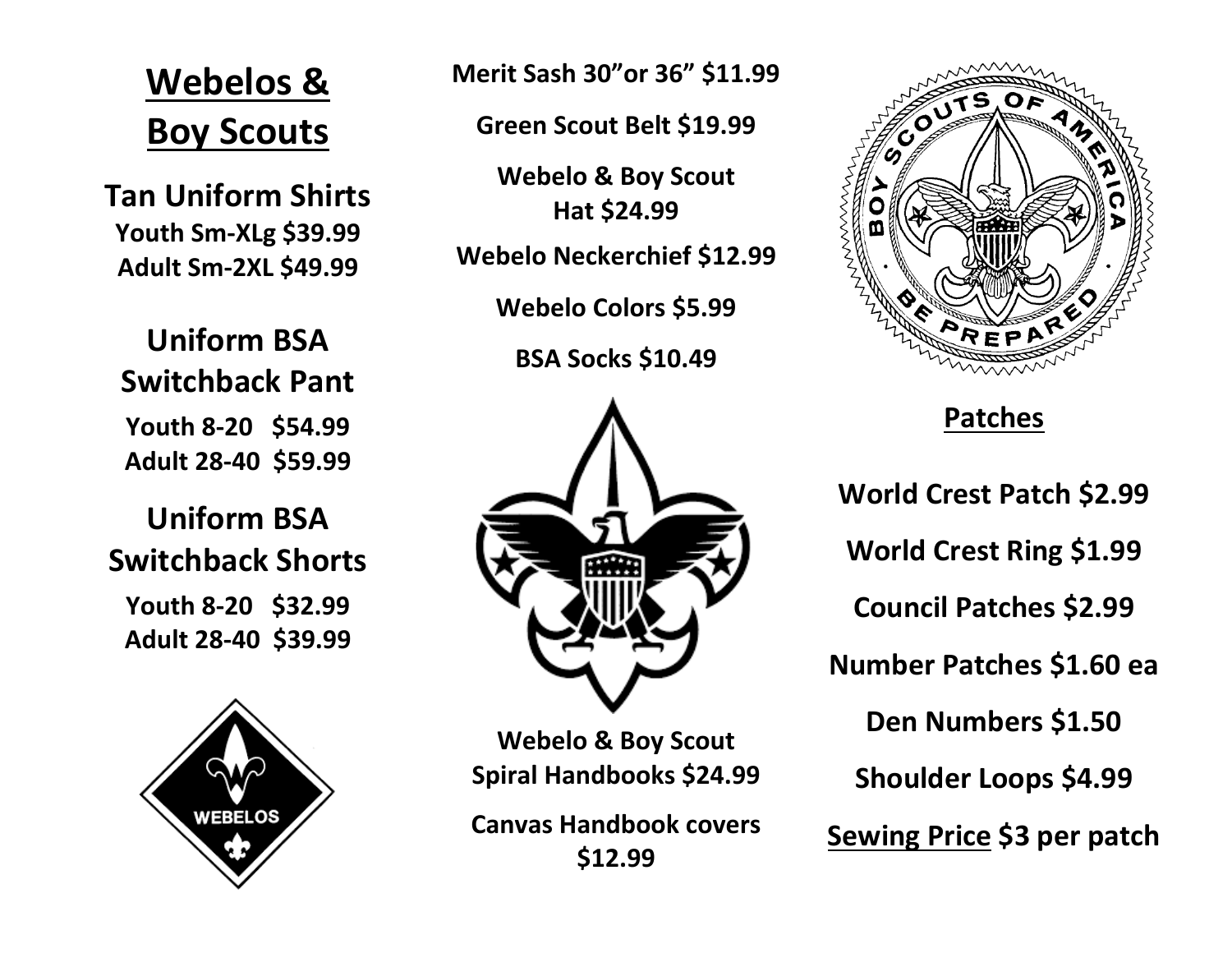# Webelos & Boy Scouts

## Tan Uniform Shirts

**Youth Sm-XLg $39.99**
**Adult Sm-2XL $49.99**

## Uniform BSA Switchback Pant

**Youth 8-20 $54.99**
**Adult 28-40 $59.99**

## Uniform BSA Switchback Shorts

**Youth 8-20 $32.99**
**Adult 28-40 $39.99**

**Merit Sash 30"or 36" $11.99**

**Green Scout Belt $19.99**

**Webelo & Boy Scout Hat $24.99**

**Webelo Neckerchief $12.99**

**Webelo Colors $5.99**

**BSA Socks $10.49**

**Webelo & Boy Scout Spiral Handbooks $24.99**

**Canvas Handbook covers $12.99**

## Patches

**World Crest Patch $2.99**

**World Crest Ring $1.99**

**Council Patches $2.99**

**Number Patches $1.60 ea**

**Den Numbers $1.50**

**Shoulder Loops $4.99**

**Sewing Price $3 per patch**